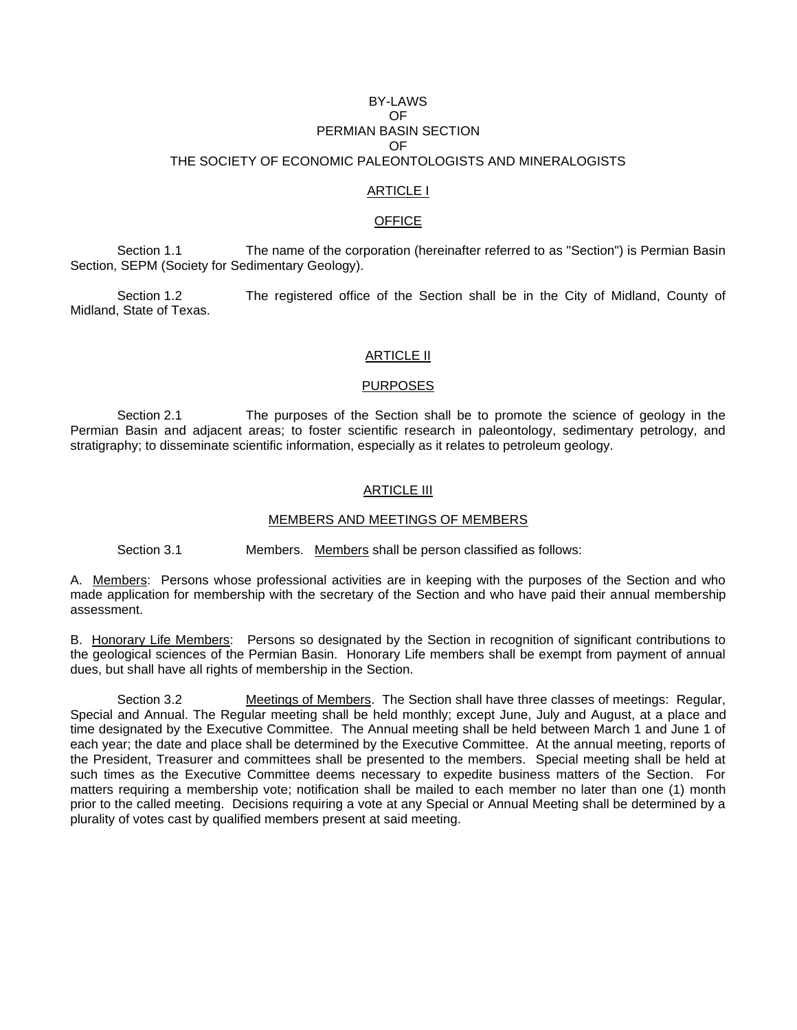# BY-LAWS
# OF
# PERMIAN BASIN SECTION
# OF
# THE SOCIETY OF ECONOMIC PALEONTOLOGISTS AND MINERALOGISTS

## ARTICLE I

## OFFICE

Section 1.1 The name of the corporation (hereinafter referred to as "Section") is Permian Basin Section, SEPM (Society for Sedimentary Geology).

Section 1.2 The registered office of the Section shall be in the City of Midland, County of Midland, State of Texas.

## ARTICLE II

## PURPOSES

Section 2.1 The purposes of the Section shall be to promote the science of geology in the Permian Basin and adjacent areas; to foster scientific research in paleontology, sedimentary petrology, and stratigraphy; to disseminate scientific information, especially as it relates to petroleum geology.

## ARTICLE III

## MEMBERS AND MEETINGS OF MEMBERS

Section 3.1 Members. Members shall be person classified as follows:

A. Members: Persons whose professional activities are in keeping with the purposes of the Section and who made application for membership with the secretary of the Section and who have paid their annual membership assessment.

B. Honorary Life Members: Persons so designated by the Section in recognition of significant contributions to the geological sciences of the Permian Basin. Honorary Life members shall be exempt from payment of annual dues, but shall have all rights of membership in the Section.

Section 3.2 Meetings of Members. The Section shall have three classes of meetings: Regular, Special and Annual. The Regular meeting shall be held monthly; except June, July and August, at a place and time designated by the Executive Committee. The Annual meeting shall be held between March 1 and June 1 of each year; the date and place shall be determined by the Executive Committee. At the annual meeting, reports of the President, Treasurer and committees shall be presented to the members. Special meeting shall be held at such times as the Executive Committee deems necessary to expedite business matters of the Section. For matters requiring a membership vote; notification shall be mailed to each member no later than one (1) month prior to the called meeting. Decisions requiring a vote at any Special or Annual Meeting shall be determined by a plurality of votes cast by qualified members present at said meeting.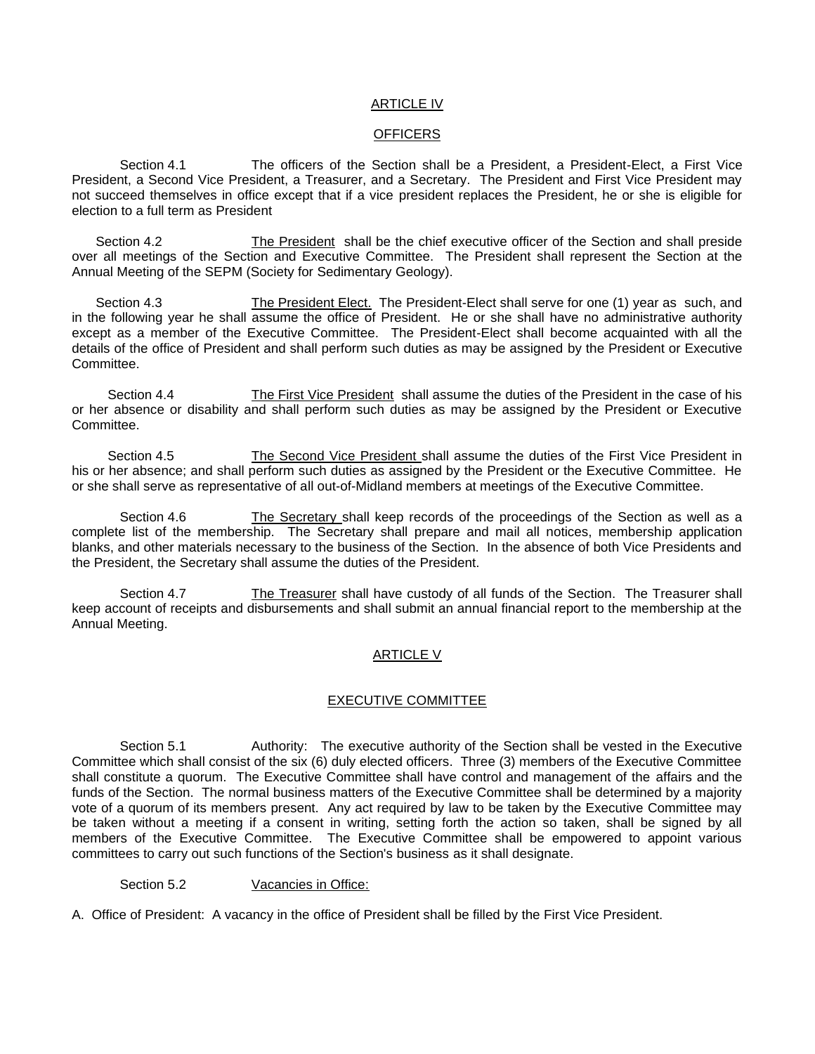## ARTICLE IV

## OFFICERS

Section 4.1 The officers of the Section shall be a President, a President-Elect, a First Vice President, a Second Vice President, a Treasurer, and a Secretary. The President and First Vice President may not succeed themselves in office except that if a vice president replaces the President, he or she is eligible for election to a full term as President

Section 4.2 The President shall be the chief executive officer of the Section and shall preside over all meetings of the Section and Executive Committee. The President shall represent the Section at the Annual Meeting of the SEPM (Society for Sedimentary Geology).

Section 4.3 The President Elect. The President-Elect shall serve for one (1) year as such, and in the following year he shall assume the office of President. He or she shall have no administrative authority except as a member of the Executive Committee. The President-Elect shall become acquainted with all the details of the office of President and shall perform such duties as may be assigned by the President or Executive Committee.

Section 4.4 The First Vice President shall assume the duties of the President in the case of his or her absence or disability and shall perform such duties as may be assigned by the President or Executive Committee.

Section 4.5 The Second Vice President shall assume the duties of the First Vice President in his or her absence; and shall perform such duties as assigned by the President or the Executive Committee. He or she shall serve as representative of all out-of-Midland members at meetings of the Executive Committee.

Section 4.6 The Secretary shall keep records of the proceedings of the Section as well as a complete list of the membership. The Secretary shall prepare and mail all notices, membership application blanks, and other materials necessary to the business of the Section. In the absence of both Vice Presidents and the President, the Secretary shall assume the duties of the President.

Section 4.7 The Treasurer shall have custody of all funds of the Section. The Treasurer shall keep account of receipts and disbursements and shall submit an annual financial report to the membership at the Annual Meeting.

## ARTICLE V

## EXECUTIVE COMMITTEE

Section 5.1 Authority: The executive authority of the Section shall be vested in the Executive Committee which shall consist of the six (6) duly elected officers. Three (3) members of the Executive Committee shall constitute a quorum. The Executive Committee shall have control and management of the affairs and the funds of the Section. The normal business matters of the Executive Committee shall be determined by a majority vote of a quorum of its members present. Any act required by law to be taken by the Executive Committee may be taken without a meeting if a consent in writing, setting forth the action so taken, shall be signed by all members of the Executive Committee. The Executive Committee shall be empowered to appoint various committees to carry out such functions of the Section's business as it shall designate.

Section 5.2 Vacancies in Office:

A. Office of President: A vacancy in the office of President shall be filled by the First Vice President.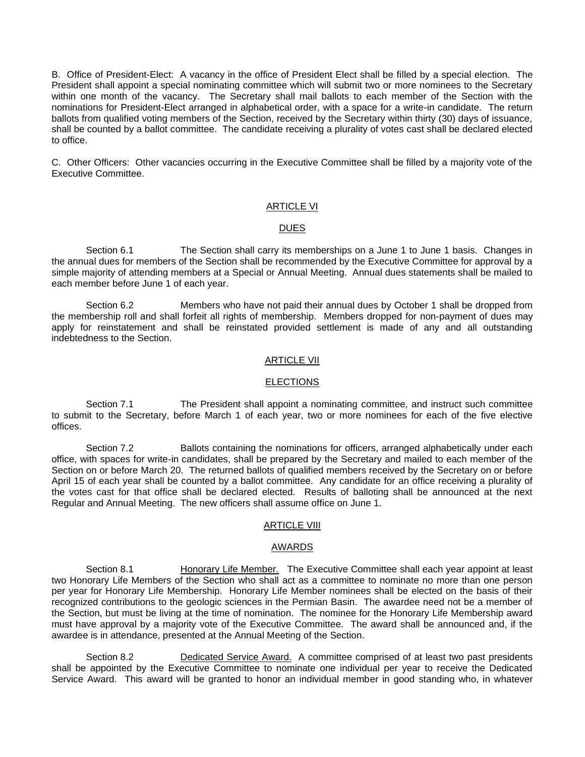B. Office of President-Elect: A vacancy in the office of President Elect shall be filled by a special election. The President shall appoint a special nominating committee which will submit two or more nominees to the Secretary within one month of the vacancy. The Secretary shall mail ballots to each member of the Section with the nominations for President-Elect arranged in alphabetical order, with a space for a write-in candidate. The return ballots from qualified voting members of the Section, received by the Secretary within thirty (30) days of issuance, shall be counted by a ballot committee. The candidate receiving a plurality of votes cast shall be declared elected to office.

C. Other Officers: Other vacancies occurring in the Executive Committee shall be filled by a majority vote of the Executive Committee.

## ARTICLE VI

## DUES

Section 6.1 The Section shall carry its memberships on a June 1 to June 1 basis. Changes in the annual dues for members of the Section shall be recommended by the Executive Committee for approval by a simple majority of attending members at a Special or Annual Meeting. Annual dues statements shall be mailed to each member before June 1 of each year.

Section 6.2 Members who have not paid their annual dues by October 1 shall be dropped from the membership roll and shall forfeit all rights of membership. Members dropped for non-payment of dues may apply for reinstatement and shall be reinstated provided settlement is made of any and all outstanding indebtedness to the Section.

## ARTICLE VII

## ELECTIONS

Section 7.1 The President shall appoint a nominating committee, and instruct such committee to submit to the Secretary, before March 1 of each year, two or more nominees for each of the five elective offices.

Section 7.2 Ballots containing the nominations for officers, arranged alphabetically under each office, with spaces for write-in candidates, shall be prepared by the Secretary and mailed to each member of the Section on or before March 20. The returned ballots of qualified members received by the Secretary on or before April 15 of each year shall be counted by a ballot committee. Any candidate for an office receiving a plurality of the votes cast for that office shall be declared elected. Results of balloting shall be announced at the next Regular and Annual Meeting. The new officers shall assume office on June 1.

## ARTICLE VIII

## AWARDS

Section 8.1 Honorary Life Member. The Executive Committee shall each year appoint at least two Honorary Life Members of the Section who shall act as a committee to nominate no more than one person per year for Honorary Life Membership. Honorary Life Member nominees shall be elected on the basis of their recognized contributions to the geologic sciences in the Permian Basin. The awardee need not be a member of the Section, but must be living at the time of nomination. The nominee for the Honorary Life Membership award must have approval by a majority vote of the Executive Committee. The award shall be announced and, if the awardee is in attendance, presented at the Annual Meeting of the Section.

Section 8.2 Dedicated Service Award. A committee comprised of at least two past presidents shall be appointed by the Executive Committee to nominate one individual per year to receive the Dedicated Service Award. This award will be granted to honor an individual member in good standing who, in whatever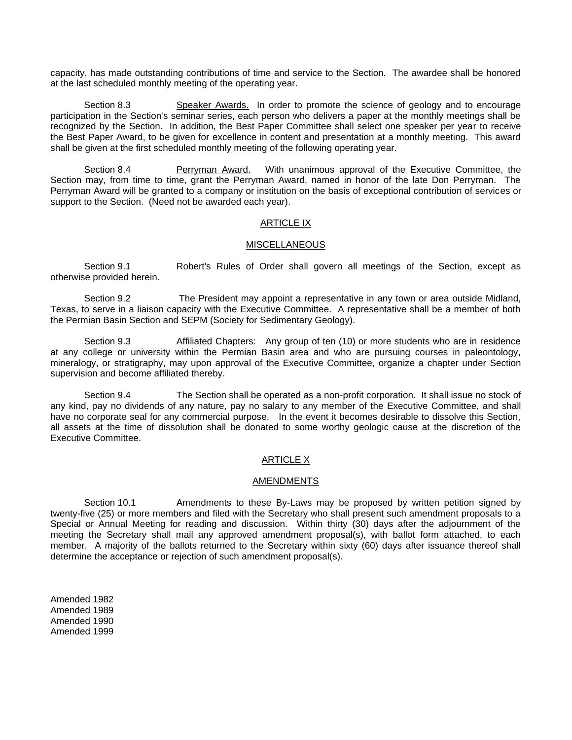capacity, has made outstanding contributions of time and service to the Section. The awardee shall be honored at the last scheduled monthly meeting of the operating year.

Section 8.3 Speaker Awards. In order to promote the science of geology and to encourage participation in the Section's seminar series, each person who delivers a paper at the monthly meetings shall be recognized by the Section. In addition, the Best Paper Committee shall select one speaker per year to receive the Best Paper Award, to be given for excellence in content and presentation at a monthly meeting. This award shall be given at the first scheduled monthly meeting of the following operating year.

Section 8.4 Perryman Award. With unanimous approval of the Executive Committee, the Section may, from time to time, grant the Perryman Award, named in honor of the late Don Perryman. The Perryman Award will be granted to a company or institution on the basis of exceptional contribution of services or support to the Section. (Need not be awarded each year).

## ARTICLE IX

## MISCELLANEOUS

Section 9.1 Robert's Rules of Order shall govern all meetings of the Section, except as otherwise provided herein.

Section 9.2 The President may appoint a representative in any town or area outside Midland, Texas, to serve in a liaison capacity with the Executive Committee. A representative shall be a member of both the Permian Basin Section and SEPM (Society for Sedimentary Geology).

Section 9.3 Affiliated Chapters: Any group of ten (10) or more students who are in residence at any college or university within the Permian Basin area and who are pursuing courses in paleontology, mineralogy, or stratigraphy, may upon approval of the Executive Committee, organize a chapter under Section supervision and become affiliated thereby.

Section 9.4 The Section shall be operated as a non-profit corporation. It shall issue no stock of any kind, pay no dividends of any nature, pay no salary to any member of the Executive Committee, and shall have no corporate seal for any commercial purpose. In the event it becomes desirable to dissolve this Section, all assets at the time of dissolution shall be donated to some worthy geologic cause at the discretion of the Executive Committee.

## ARTICLE X

## AMENDMENTS

Section 10.1 Amendments to these By-Laws may be proposed by written petition signed by twenty-five (25) or more members and filed with the Secretary who shall present such amendment proposals to a Special or Annual Meeting for reading and discussion. Within thirty (30) days after the adjournment of the meeting the Secretary shall mail any approved amendment proposal(s), with ballot form attached, to each member. A majority of the ballots returned to the Secretary within sixty (60) days after issuance thereof shall determine the acceptance or rejection of such amendment proposal(s).

Amended 1982
Amended 1989
Amended 1990
Amended 1999